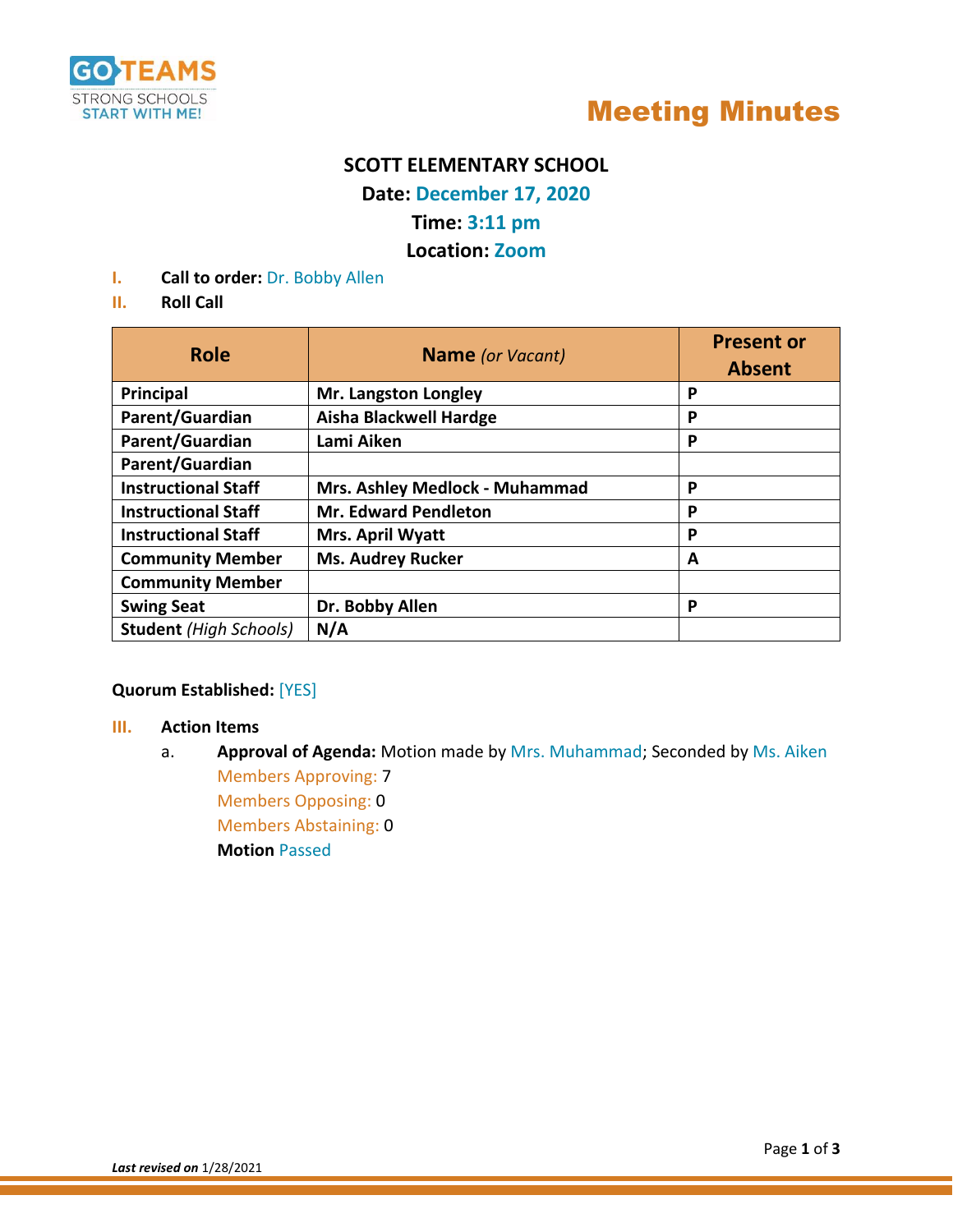GO TEAMS
STRONG SCHOOLS START WITH ME!

# Meeting Minutes

**SCOTT ELEMENTARY SCHOOL**

**Date:** December 17, 2020

**Time:** 3:11 pm

**Location:** Zoom

I. **Call to order:** Dr. Bobby Allen

II. **Roll Call**

| Role | Name *(or Vacant)* | Present or Absent |
|---|---|---|
| **Principal** | **Mr. Langston Longley** | **P** |
| **Parent/Guardian** | **Aisha Blackwell Hardge** | **P** |
| **Parent/Guardian** | **Lami Aiken** | **P** |
| **Parent/Guardian** | | |
| **Instructional Staff** | **Mrs. Ashley Medlock - Muhammad** | **P** |
| **Instructional Staff** | **Mr. Edward Pendleton** | **P** |
| **Instructional Staff** | **Mrs. April Wyatt** | **P** |
| **Community Member** | **Ms. Audrey Rucker** | **A** |
| **Community Member** | | |
| **Swing Seat** | **Dr. Bobby Allen** | **P** |
| **Student** *(High Schools)* | **N/A** | |

**Quorum Established:** [YES]

III. **Action Items**

a. **Approval of Agenda:** Motion made by Mrs. Muhammad; Seconded by Ms. Aiken
   Members Approving: 7
   Members Opposing: 0
   Members Abstaining: 0
   **Motion** Passed

***Last revised on*** 1/28/2021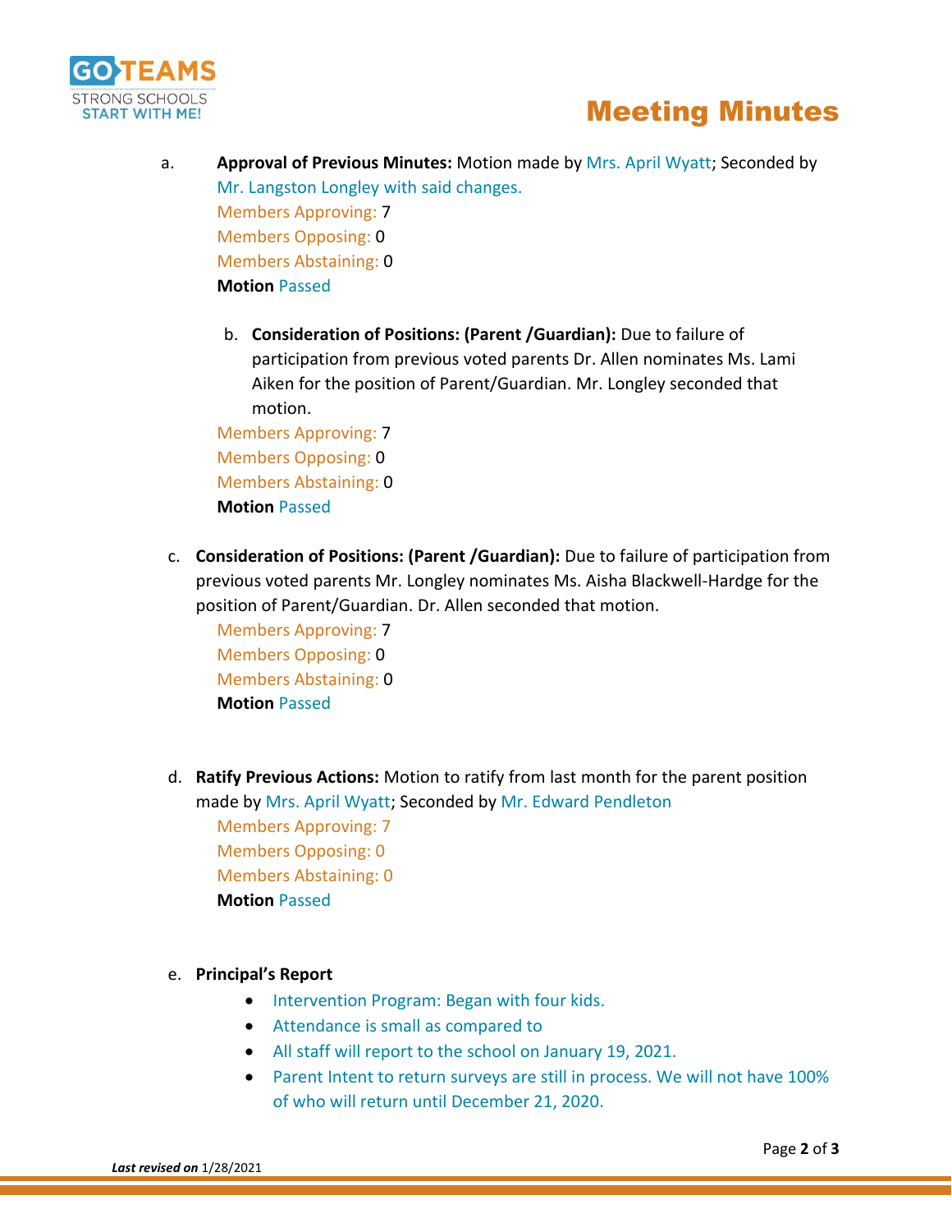a. **Approval of Previous Minutes:** Motion made by Mrs. April Wyatt; Seconded by Mr. Langston Longley with said changes.
Members Approving: 7
Members Opposing: 0
Members Abstaining: 0
**Motion** Passed

b. **Consideration of Positions: (Parent /Guardian):** Due to failure of participation from previous voted parents Dr. Allen nominates Ms. Lami Aiken for the position of Parent/Guardian. Mr. Longley seconded that motion.
Members Approving: 7
Members Opposing: 0
Members Abstaining: 0
**Motion** Passed

c. **Consideration of Positions: (Parent /Guardian):** Due to failure of participation from previous voted parents Mr. Longley nominates Ms. Aisha Blackwell-Hardge for the position of Parent/Guardian. Dr. Allen seconded that motion.
Members Approving: 7
Members Opposing: 0
Members Abstaining: 0
**Motion** Passed

d. **Ratify Previous Actions:** Motion to ratify from last month for the parent position made by Mrs. April Wyatt; Seconded by Mr. Edward Pendleton
Members Approving: 7
Members Opposing: 0
Members Abstaining: 0
**Motion** Passed

e. **Principal's Report**
- Intervention Program: Began with four kids.
- Attendance is small as compared to
- All staff will report to the school on January 19, 2021.
- Parent Intent to return surveys are still in process. We will not have 100% of who will return until December 21, 2020.

***Last revised on*** 1/28/2021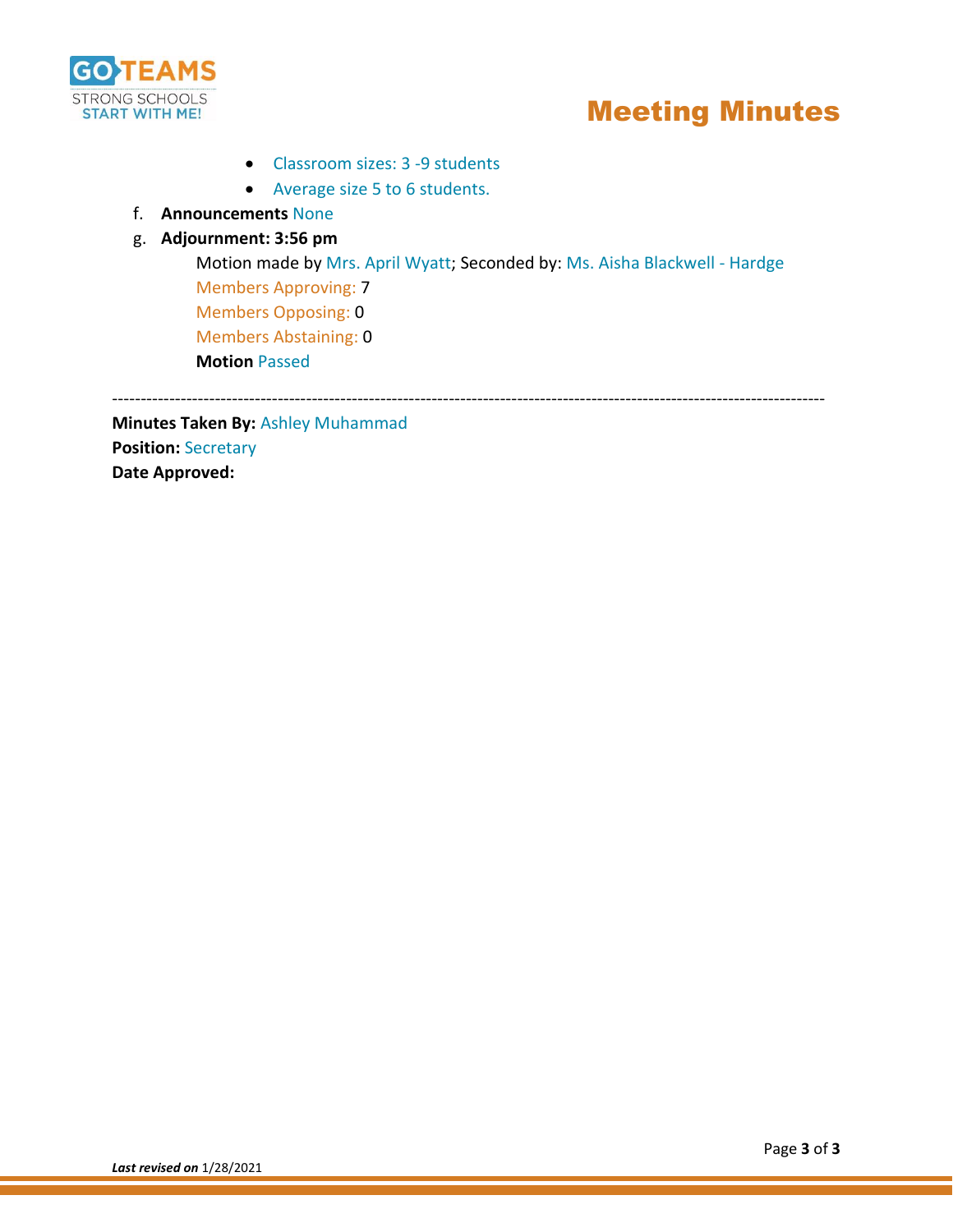- Classroom sizes: 3 -9 students
- Average size 5 to 6 students.

f. **Announcements** None

g. **Adjournment: 3:56 pm**

Motion made by Mrs. April Wyatt; Seconded by: Ms. Aisha Blackwell - Hardge
Members Approving: 7
Members Opposing: 0
Members Abstaining: 0
**Motion** Passed

---

**Minutes Taken By:** Ashley Muhammad
**Position:** Secretary
**Date Approved:**

***Last revised on*** 1/28/2021